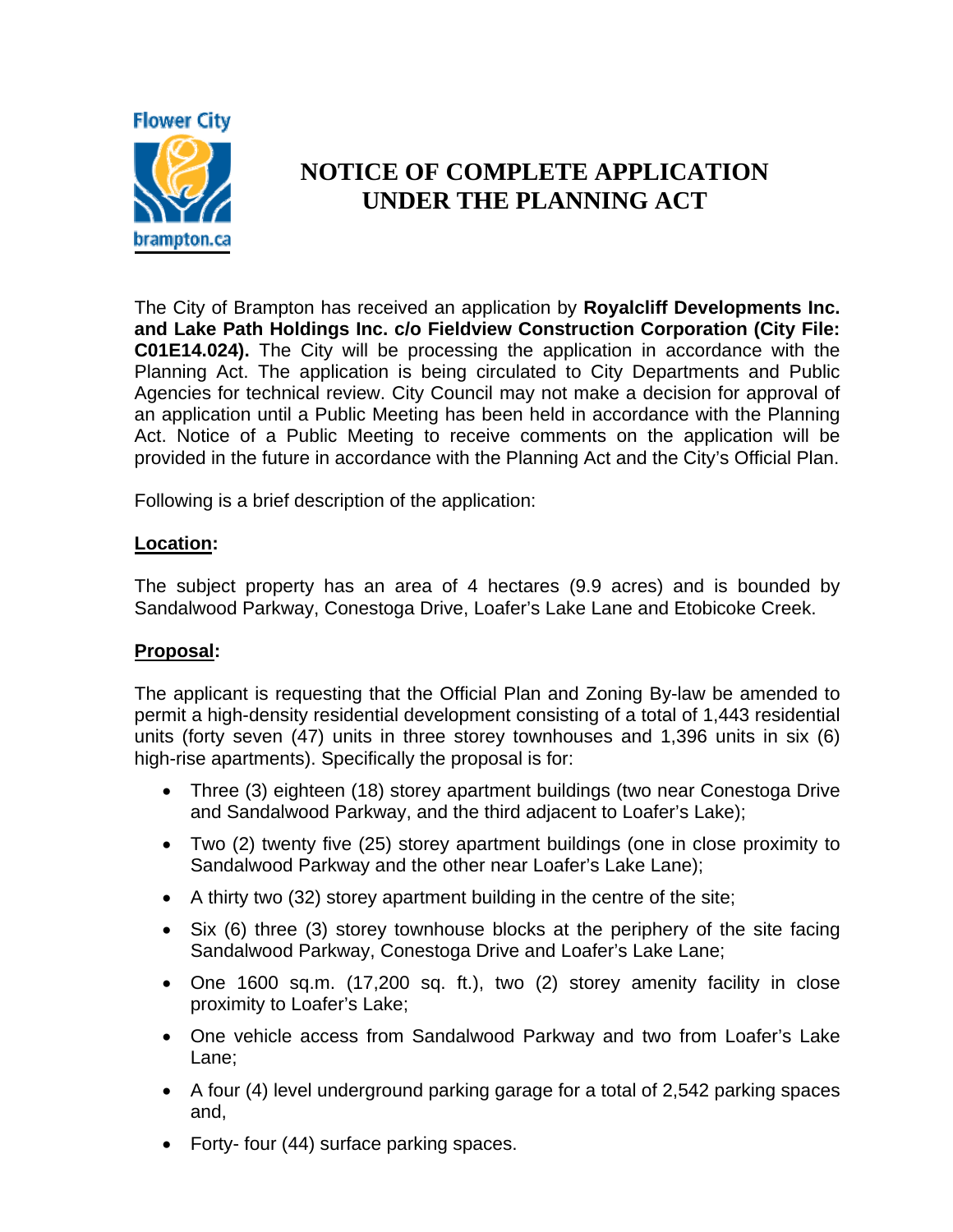# NOTICE OF COMPLETE APPLICATION UNDER THE PLANNING ACT

The City of Brampton has received an application by **Royalcliff Developments Inc. and Lake Path Holdings Inc. c/o Fieldview Construction Corporation (City File: C01E14.024).** The City will be processing the application in accordance with the Planning Act. The application is being circulated to City Departments and Public Agencies for technical review. City Council may not make a decision for approval of an application until a Public Meeting has been held in accordance with the Planning Act. Notice of a Public Meeting to receive comments on the application will be provided in the future in accordance with the Planning Act and the City's Official Plan.

Following is a brief description of the application:

**Location:**

The subject property has an area of 4 hectares (9.9 acres) and is bounded by Sandalwood Parkway, Conestoga Drive, Loafer's Lake Lane and Etobicoke Creek.

**Proposal:**

The applicant is requesting that the Official Plan and Zoning By-law be amended to permit a high-density residential development consisting of a total of 1,443 residential units (forty seven (47) units in three storey townhouses and 1,396 units in six (6) high-rise apartments). Specifically the proposal is for:

- Three (3) eighteen (18) storey apartment buildings (two near Conestoga Drive and Sandalwood Parkway, and the third adjacent to Loafer's Lake);
- Two (2) twenty five (25) storey apartment buildings (one in close proximity to Sandalwood Parkway and the other near Loafer's Lake Lane);
- A thirty two (32) storey apartment building in the centre of the site;
- Six (6) three (3) storey townhouse blocks at the periphery of the site facing Sandalwood Parkway, Conestoga Drive and Loafer's Lake Lane;
- One 1600 sq.m. (17,200 sq. ft.), two (2) storey amenity facility in close proximity to Loafer's Lake;
- One vehicle access from Sandalwood Parkway and two from Loafer's Lake Lane;
- A four (4) level underground parking garage for a total of 2,542 parking spaces and,
- Forty- four (44) surface parking spaces.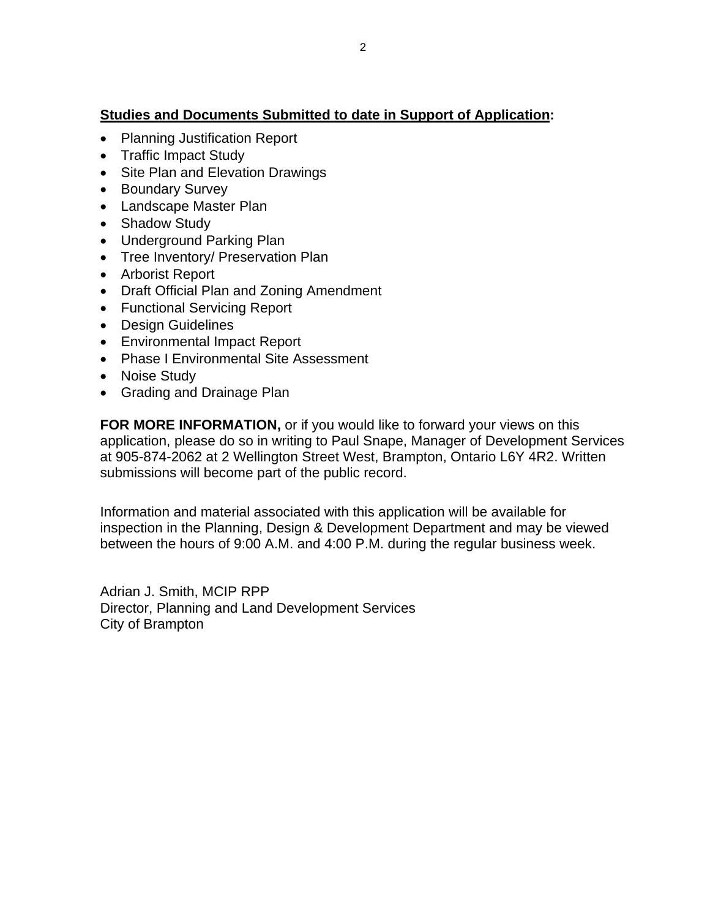**<u>Studies and Documents Submitted to date in Support of Application</u>:**

- Planning Justification Report
- Traffic Impact Study
- Site Plan and Elevation Drawings
- Boundary Survey
- Landscape Master Plan
- Shadow Study
- Underground Parking Plan
- Tree Inventory/ Preservation Plan
- Arborist Report
- Draft Official Plan and Zoning Amendment
- Functional Servicing Report
- Design Guidelines
- Environmental Impact Report
- Phase I Environmental Site Assessment
- Noise Study
- Grading and Drainage Plan

**FOR MORE INFORMATION,** or if you would like to forward your views on this application, please do so in writing to Paul Snape, Manager of Development Services at 905-874-2062 at 2 Wellington Street West, Brampton, Ontario L6Y 4R2. Written submissions will become part of the public record.

Information and material associated with this application will be available for inspection in the Planning, Design & Development Department and may be viewed between the hours of 9:00 A.M. and 4:00 P.M. during the regular business week.

Adrian J. Smith, MCIP RPP
Director, Planning and Land Development Services
City of Brampton